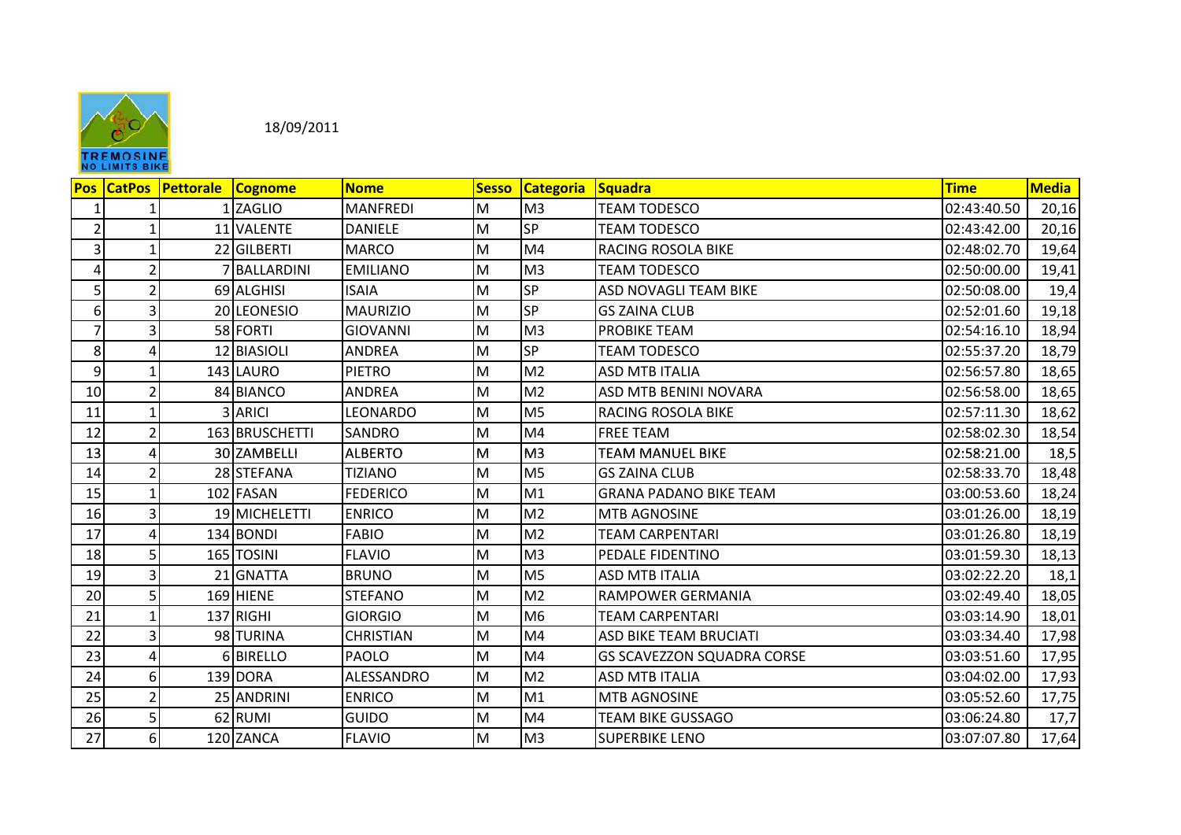18/09/2011

| Pos | CatPos | Pettorale | Cognome | Nome | Sesso | Categoria | Squadra | Time | Media |
|---|---|---|---|---|---|---|---|---|---|
| 1 | 1 | 1 | ZAGLIO | MANFREDI | M | M3 | TEAM TODESCO | 02:43:40.50 | 20,16 |
| 2 | 1 | 11 | VALENTE | DANIELE | M | SP | TEAM TODESCO | 02:43:42.00 | 20,16 |
| 3 | 1 | 22 | GILBERTI | MARCO | M | M4 | RACING ROSOLA BIKE | 02:48:02.70 | 19,64 |
| 4 | 2 | 7 | BALLARDINI | EMILIANO | M | M3 | TEAM TODESCO | 02:50:00.00 | 19,41 |
| 5 | 2 | 69 | ALGHISI | ISAIA | M | SP | ASD NOVAGLI TEAM BIKE | 02:50:08.00 | 19,4 |
| 6 | 3 | 20 | LEONESIO | MAURIZIO | M | SP | GS ZAINA CLUB | 02:52:01.60 | 19,18 |
| 7 | 3 | 58 | FORTI | GIOVANNI | M | M3 | PROBIKE TEAM | 02:54:16.10 | 18,94 |
| 8 | 4 | 12 | BIASIOLI | ANDREA | M | SP | TEAM TODESCO | 02:55:37.20 | 18,79 |
| 9 | 1 | 143 | LAURO | PIETRO | M | M2 | ASD MTB ITALIA | 02:56:57.80 | 18,65 |
| 10 | 2 | 84 | BIANCO | ANDREA | M | M2 | ASD MTB BENINI NOVARA | 02:56:58.00 | 18,65 |
| 11 | 1 | 3 | ARICI | LEONARDO | M | M5 | RACING ROSOLA BIKE | 02:57:11.30 | 18,62 |
| 12 | 2 | 163 | BRUSCHETTI | SANDRO | M | M4 | FREE TEAM | 02:58:02.30 | 18,54 |
| 13 | 4 | 30 | ZAMBELLI | ALBERTO | M | M3 | TEAM MANUEL BIKE | 02:58:21.00 | 18,5 |
| 14 | 2 | 28 | STEFANA | TIZIANO | M | M5 | GS ZAINA CLUB | 02:58:33.70 | 18,48 |
| 15 | 1 | 102 | FASAN | FEDERICO | M | M1 | GRANA PADANO BIKE TEAM | 03:00:53.60 | 18,24 |
| 16 | 3 | 19 | MICHELETTI | ENRICO | M | M2 | MTB AGNOSINE | 03:01:26.00 | 18,19 |
| 17 | 4 | 134 | BONDI | FABIO | M | M2 | TEAM CARPENTARI | 03:01:26.80 | 18,19 |
| 18 | 5 | 165 | TOSINI | FLAVIO | M | M3 | PEDALE FIDENTINO | 03:01:59.30 | 18,13 |
| 19 | 3 | 21 | GNATTA | BRUNO | M | M5 | ASD MTB ITALIA | 03:02:22.20 | 18,1 |
| 20 | 5 | 169 | HIENE | STEFANO | M | M2 | RAMPOWER GERMANIA | 03:02:49.40 | 18,05 |
| 21 | 1 | 137 | RIGHI | GIORGIO | M | M6 | TEAM CARPENTARI | 03:03:14.90 | 18,01 |
| 22 | 3 | 98 | TURINA | CHRISTIAN | M | M4 | ASD BIKE TEAM BRUCIATI | 03:03:34.40 | 17,98 |
| 23 | 4 | 6 | BIRELLO | PAOLO | M | M4 | GS SCAVEZZON SQUADRA CORSE | 03:03:51.60 | 17,95 |
| 24 | 6 | 139 | DORA | ALESSANDRO | M | M2 | ASD MTB ITALIA | 03:04:02.00 | 17,93 |
| 25 | 2 | 25 | ANDRINI | ENRICO | M | M1 | MTB AGNOSINE | 03:05:52.60 | 17,75 |
| 26 | 5 | 62 | RUMI | GUIDO | M | M4 | TEAM BIKE GUSSAGO | 03:06:24.80 | 17,7 |
| 27 | 6 | 120 | ZANCA | FLAVIO | M | M3 | SUPERBIKE LENO | 03:07:07.80 | 17,64 |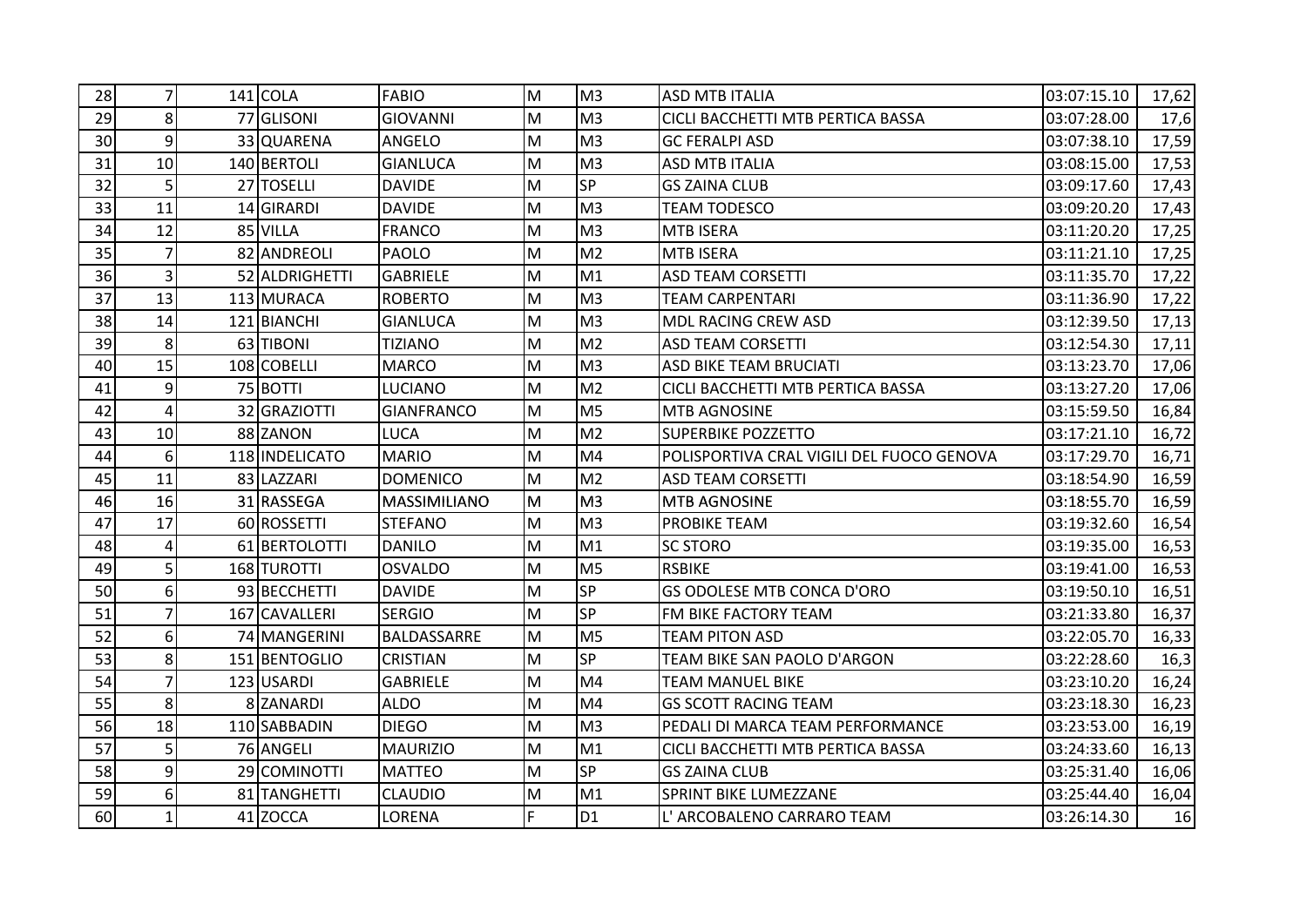| 28 | 7 | 141 | COLA | FABIO | M | M3 | ASD MTB ITALIA | 03:07:15.10 | 17,62 |
|---|---|---|---|---|---|---|---|---|---|
| 29 | 8 | 77 | GLISONI | GIOVANNI | M | M3 | CICLI BACCHETTI MTB PERTICA BASSA | 03:07:28.00 | 17,6 |
| 30 | 9 | 33 | QUARENA | ANGELO | M | M3 | GC FERALPI ASD | 03:07:38.10 | 17,59 |
| 31 | 10 | 140 | BERTOLI | GIANLUCA | M | M3 | ASD MTB ITALIA | 03:08:15.00 | 17,53 |
| 32 | 5 | 27 | TOSELLI | DAVIDE | M | SP | GS ZAINA CLUB | 03:09:17.60 | 17,43 |
| 33 | 11 | 14 | GIRARDI | DAVIDE | M | M3 | TEAM TODESCO | 03:09:20.20 | 17,43 |
| 34 | 12 | 85 | VILLA | FRANCO | M | M3 | MTB ISERA | 03:11:20.20 | 17,25 |
| 35 | 7 | 82 | ANDREOLI | PAOLO | M | M2 | MTB ISERA | 03:11:21.10 | 17,25 |
| 36 | 3 | 52 | ALDRIGHETTI | GABRIELE | M | M1 | ASD TEAM CORSETTI | 03:11:35.70 | 17,22 |
| 37 | 13 | 113 | MURACA | ROBERTO | M | M3 | TEAM CARPENTARI | 03:11:36.90 | 17,22 |
| 38 | 14 | 121 | BIANCHI | GIANLUCA | M | M3 | MDL RACING CREW ASD | 03:12:39.50 | 17,13 |
| 39 | 8 | 63 | TIBONI | TIZIANO | M | M2 | ASD TEAM CORSETTI | 03:12:54.30 | 17,11 |
| 40 | 15 | 108 | COBELLI | MARCO | M | M3 | ASD BIKE TEAM BRUCIATI | 03:13:23.70 | 17,06 |
| 41 | 9 | 75 | BOTTI | LUCIANO | M | M2 | CICLI BACCHETTI MTB PERTICA BASSA | 03:13:27.20 | 17,06 |
| 42 | 4 | 32 | GRAZIOTTI | GIANFRANCO | M | M5 | MTB AGNOSINE | 03:15:59.50 | 16,84 |
| 43 | 10 | 88 | ZANON | LUCA | M | M2 | SUPERBIKE POZZETTO | 03:17:21.10 | 16,72 |
| 44 | 6 | 118 | INDELICATO | MARIO | M | M4 | POLISPORTIVA CRAL VIGILI DEL FUOCO GENOVA | 03:17:29.70 | 16,71 |
| 45 | 11 | 83 | LAZZARI | DOMENICO | M | M2 | ASD TEAM CORSETTI | 03:18:54.90 | 16,59 |
| 46 | 16 | 31 | RASSEGA | MASSIMILIANO | M | M3 | MTB AGNOSINE | 03:18:55.70 | 16,59 |
| 47 | 17 | 60 | ROSSETTI | STEFANO | M | M3 | PROBIKE TEAM | 03:19:32.60 | 16,54 |
| 48 | 4 | 61 | BERTOLOTTI | DANILO | M | M1 | SC STORO | 03:19:35.00 | 16,53 |
| 49 | 5 | 168 | TUROTTI | OSVALDO | M | M5 | RSBIKE | 03:19:41.00 | 16,53 |
| 50 | 6 | 93 | BECCHETTI | DAVIDE | M | SP | GS ODOLESE MTB CONCA D'ORO | 03:19:50.10 | 16,51 |
| 51 | 7 | 167 | CAVALLERI | SERGIO | M | SP | FM BIKE FACTORY TEAM | 03:21:33.80 | 16,37 |
| 52 | 6 | 74 | MANGERINI | BALDASSARRE | M | M5 | TEAM PITON ASD | 03:22:05.70 | 16,33 |
| 53 | 8 | 151 | BENTOGLIO | CRISTIAN | M | SP | TEAM BIKE SAN PAOLO D'ARGON | 03:22:28.60 | 16,3 |
| 54 | 7 | 123 | USARDI | GABRIELE | M | M4 | TEAM MANUEL BIKE | 03:23:10.20 | 16,24 |
| 55 | 8 | 8 | ZANARDI | ALDO | M | M4 | GS SCOTT RACING TEAM | 03:23:18.30 | 16,23 |
| 56 | 18 | 110 | SABBADIN | DIEGO | M | M3 | PEDALI DI MARCA TEAM PERFORMANCE | 03:23:53.00 | 16,19 |
| 57 | 5 | 76 | ANGELI | MAURIZIO | M | M1 | CICLI BACCHETTI MTB PERTICA BASSA | 03:24:33.60 | 16,13 |
| 58 | 9 | 29 | COMINOTTI | MATTEO | M | SP | GS ZAINA CLUB | 03:25:31.40 | 16,06 |
| 59 | 6 | 81 | TANGHETTI | CLAUDIO | M | M1 | SPRINT BIKE LUMEZZANE | 03:25:44.40 | 16,04 |
| 60 | 1 | 41 | ZOCCA | LORENA | F | D1 | L' ARCOBALENO CARRARO TEAM | 03:26:14.30 | 16 |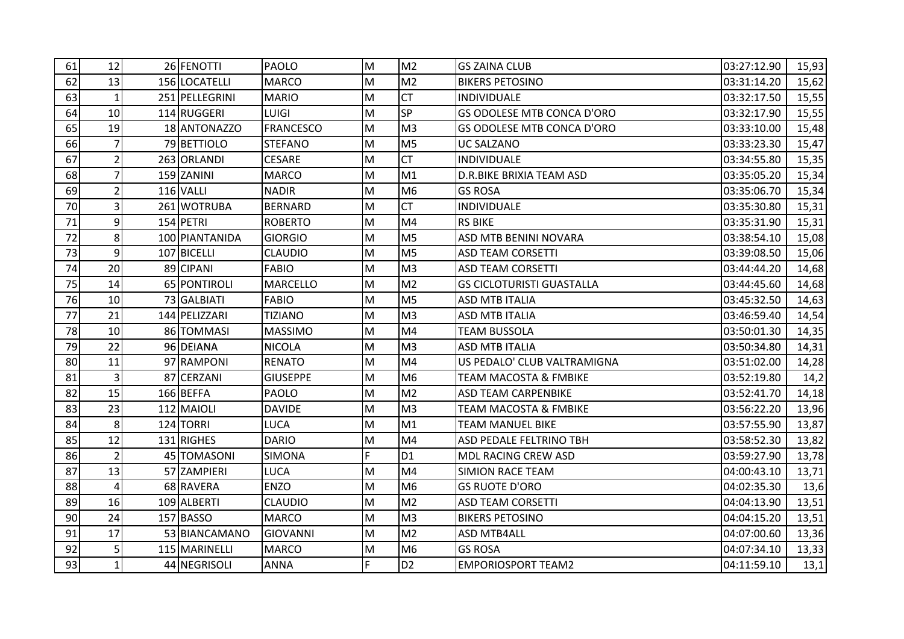| | | | | | | | | | |
|---|---|---|---|---|---|---|---|---|---|
| 61 | 12 | 26 | FENOTTI | PAOLO | M | M2 | GS ZAINA CLUB | 03:27:12.90 | 15,93 |
| 62 | 13 | 156 | LOCATELLI | MARCO | M | M2 | BIKERS PETOSINO | 03:31:14.20 | 15,62 |
| 63 | 1 | 251 | PELLEGRINI | MARIO | M | CT | INDIVIDUALE | 03:32:17.50 | 15,55 |
| 64 | 10 | 114 | RUGGERI | LUIGI | M | SP | GS ODOLESE MTB CONCA D'ORO | 03:32:17.90 | 15,55 |
| 65 | 19 | 18 | ANTONAZZO | FRANCESCO | M | M3 | GS ODOLESE MTB CONCA D'ORO | 03:33:10.00 | 15,48 |
| 66 | 7 | 79 | BETTIOLO | STEFANO | M | M5 | UC SALZANO | 03:33:23.30 | 15,47 |
| 67 | 2 | 263 | ORLANDI | CESARE | M | CT | INDIVIDUALE | 03:34:55.80 | 15,35 |
| 68 | 7 | 159 | ZANINI | MARCO | M | M1 | D.R.BIKE BRIXIA TEAM ASD | 03:35:05.20 | 15,34 |
| 69 | 2 | 116 | VALLI | NADIR | M | M6 | GS ROSA | 03:35:06.70 | 15,34 |
| 70 | 3 | 261 | WOTRUBA | BERNARD | M | CT | INDIVIDUALE | 03:35:30.80 | 15,31 |
| 71 | 9 | 154 | PETRI | ROBERTO | M | M4 | RS BIKE | 03:35:31.90 | 15,31 |
| 72 | 8 | 100 | PIANTANIDA | GIORGIO | M | M5 | ASD MTB BENINI NOVARA | 03:38:54.10 | 15,08 |
| 73 | 9 | 107 | BICELLI | CLAUDIO | M | M5 | ASD TEAM CORSETTI | 03:39:08.50 | 15,06 |
| 74 | 20 | 89 | CIPANI | FABIO | M | M3 | ASD TEAM CORSETTI | 03:44:44.20 | 14,68 |
| 75 | 14 | 65 | PONTIROLI | MARCELLO | M | M2 | GS CICLOTURISTI GUASTALLA | 03:44:45.60 | 14,68 |
| 76 | 10 | 73 | GALBIATI | FABIO | M | M5 | ASD MTB ITALIA | 03:45:32.50 | 14,63 |
| 77 | 21 | 144 | PELIZZARI | TIZIANO | M | M3 | ASD MTB ITALIA | 03:46:59.40 | 14,54 |
| 78 | 10 | 86 | TOMMASI | MASSIMO | M | M4 | TEAM BUSSOLA | 03:50:01.30 | 14,35 |
| 79 | 22 | 96 | DEIANA | NICOLA | M | M3 | ASD MTB ITALIA | 03:50:34.80 | 14,31 |
| 80 | 11 | 97 | RAMPONI | RENATO | M | M4 | US PEDALO' CLUB VALTRAMIGNA | 03:51:02.00 | 14,28 |
| 81 | 3 | 87 | CERZANI | GIUSEPPE | M | M6 | TEAM MACOSTA & FMBIKE | 03:52:19.80 | 14,2 |
| 82 | 15 | 166 | BEFFA | PAOLO | M | M2 | ASD TEAM CARPENBIKE | 03:52:41.70 | 14,18 |
| 83 | 23 | 112 | MAIOLI | DAVIDE | M | M3 | TEAM MACOSTA & FMBIKE | 03:56:22.20 | 13,96 |
| 84 | 8 | 124 | TORRI | LUCA | M | M1 | TEAM MANUEL BIKE | 03:57:55.90 | 13,87 |
| 85 | 12 | 131 | RIGHES | DARIO | M | M4 | ASD PEDALE FELTRINO TBH | 03:58:52.30 | 13,82 |
| 86 | 2 | 45 | TOMASONI | SIMONA | F | D1 | MDL RACING CREW ASD | 03:59:27.90 | 13,78 |
| 87 | 13 | 57 | ZAMPIERI | LUCA | M | M4 | SIMION RACE TEAM | 04:00:43.10 | 13,71 |
| 88 | 4 | 68 | RAVERA | ENZO | M | M6 | GS RUOTE D'ORO | 04:02:35.30 | 13,6 |
| 89 | 16 | 109 | ALBERTI | CLAUDIO | M | M2 | ASD TEAM CORSETTI | 04:04:13.90 | 13,51 |
| 90 | 24 | 157 | BASSO | MARCO | M | M3 | BIKERS PETOSINO | 04:04:15.20 | 13,51 |
| 91 | 17 | 53 | BIANCAMANO | GIOVANNI | M | M2 | ASD MTB4ALL | 04:07:00.60 | 13,36 |
| 92 | 5 | 115 | MARINELLI | MARCO | M | M6 | GS ROSA | 04:07:34.10 | 13,33 |
| 93 | 1 | 44 | NEGRISOLI | ANNA | F | D2 | EMPORIOSPORT TEAM2 | 04:11:59.10 | 13,1 |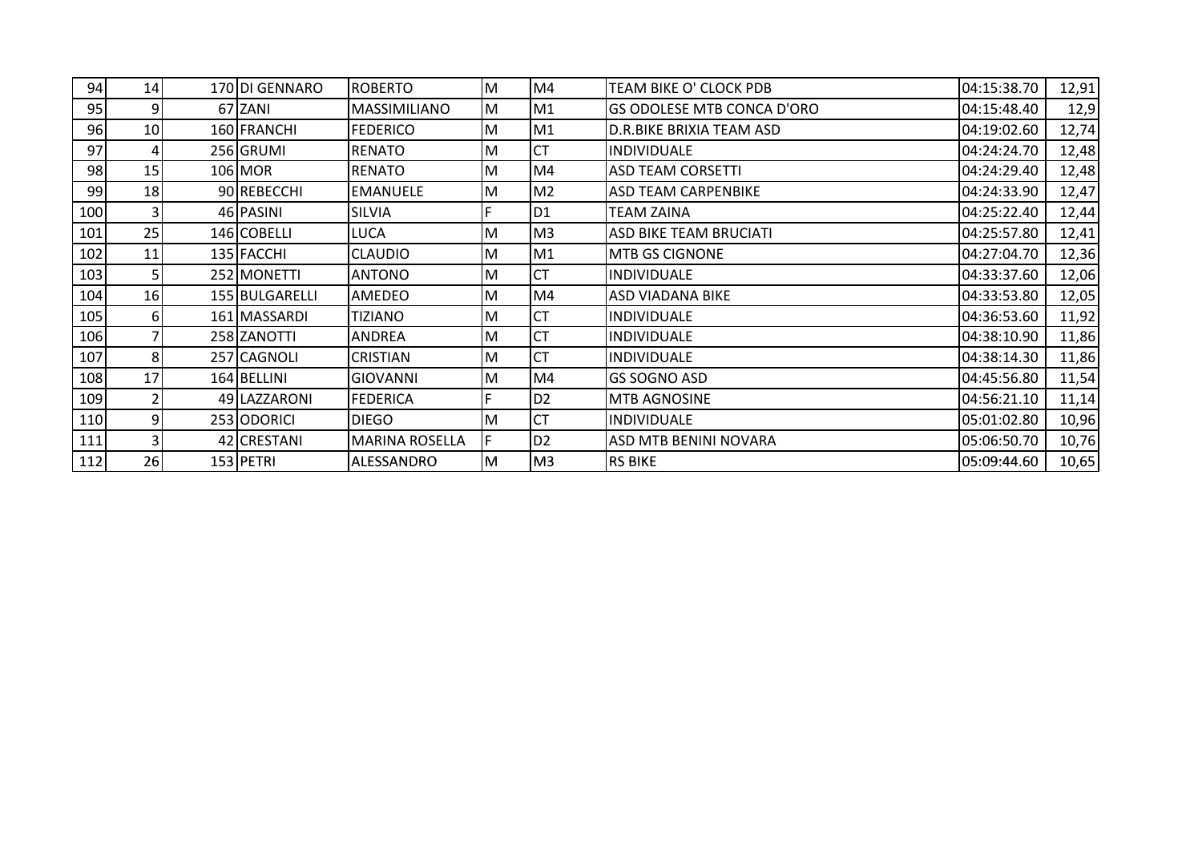| | | | | | | | | | |
|---|---|---|---|---|---|---|---|---|---|
| 94 | 14 | 170 | DI GENNARO | ROBERTO | M | M4 | TEAM BIKE O' CLOCK PDB | 04:15:38.70 | 12,91 |
| 95 | 9 | 67 | ZANI | MASSIMILIANO | M | M1 | GS ODOLESE MTB CONCA D'ORO | 04:15:48.40 | 12,9 |
| 96 | 10 | 160 | FRANCHI | FEDERICO | M | M1 | D.R.BIKE BRIXIA TEAM ASD | 04:19:02.60 | 12,74 |
| 97 | 4 | 256 | GRUMI | RENATO | M | CT | INDIVIDUALE | 04:24:24.70 | 12,48 |
| 98 | 15 | 106 | MOR | RENATO | M | M4 | ASD TEAM CORSETTI | 04:24:29.40 | 12,48 |
| 99 | 18 | 90 | REBECCHI | EMANUELE | M | M2 | ASD TEAM CARPENBIKE | 04:24:33.90 | 12,47 |
| 100 | 3 | 46 | PASINI | SILVIA | F | D1 | TEAM ZAINA | 04:25:22.40 | 12,44 |
| 101 | 25 | 146 | COBELLI | LUCA | M | M3 | ASD BIKE TEAM BRUCIATI | 04:25:57.80 | 12,41 |
| 102 | 11 | 135 | FACCHI | CLAUDIO | M | M1 | MTB GS CIGNONE | 04:27:04.70 | 12,36 |
| 103 | 5 | 252 | MONETTI | ANTONO | M | CT | INDIVIDUALE | 04:33:37.60 | 12,06 |
| 104 | 16 | 155 | BULGARELLI | AMEDEO | M | M4 | ASD VIADANA BIKE | 04:33:53.80 | 12,05 |
| 105 | 6 | 161 | MASSARDI | TIZIANO | M | CT | INDIVIDUALE | 04:36:53.60 | 11,92 |
| 106 | 7 | 258 | ZANOTTI | ANDREA | M | CT | INDIVIDUALE | 04:38:10.90 | 11,86 |
| 107 | 8 | 257 | CAGNOLI | CRISTIAN | M | CT | INDIVIDUALE | 04:38:14.30 | 11,86 |
| 108 | 17 | 164 | BELLINI | GIOVANNI | M | M4 | GS SOGNO ASD | 04:45:56.80 | 11,54 |
| 109 | 2 | 49 | LAZZARONI | FEDERICA | F | D2 | MTB AGNOSINE | 04:56:21.10 | 11,14 |
| 110 | 9 | 253 | ODORICI | DIEGO | M | CT | INDIVIDUALE | 05:01:02.80 | 10,96 |
| 111 | 3 | 42 | CRESTANI | MARINA ROSELLA | F | D2 | ASD MTB BENINI NOVARA | 05:06:50.70 | 10,76 |
| 112 | 26 | 153 | PETRI | ALESSANDRO | M | M3 | RS BIKE | 05:09:44.60 | 10,65 |